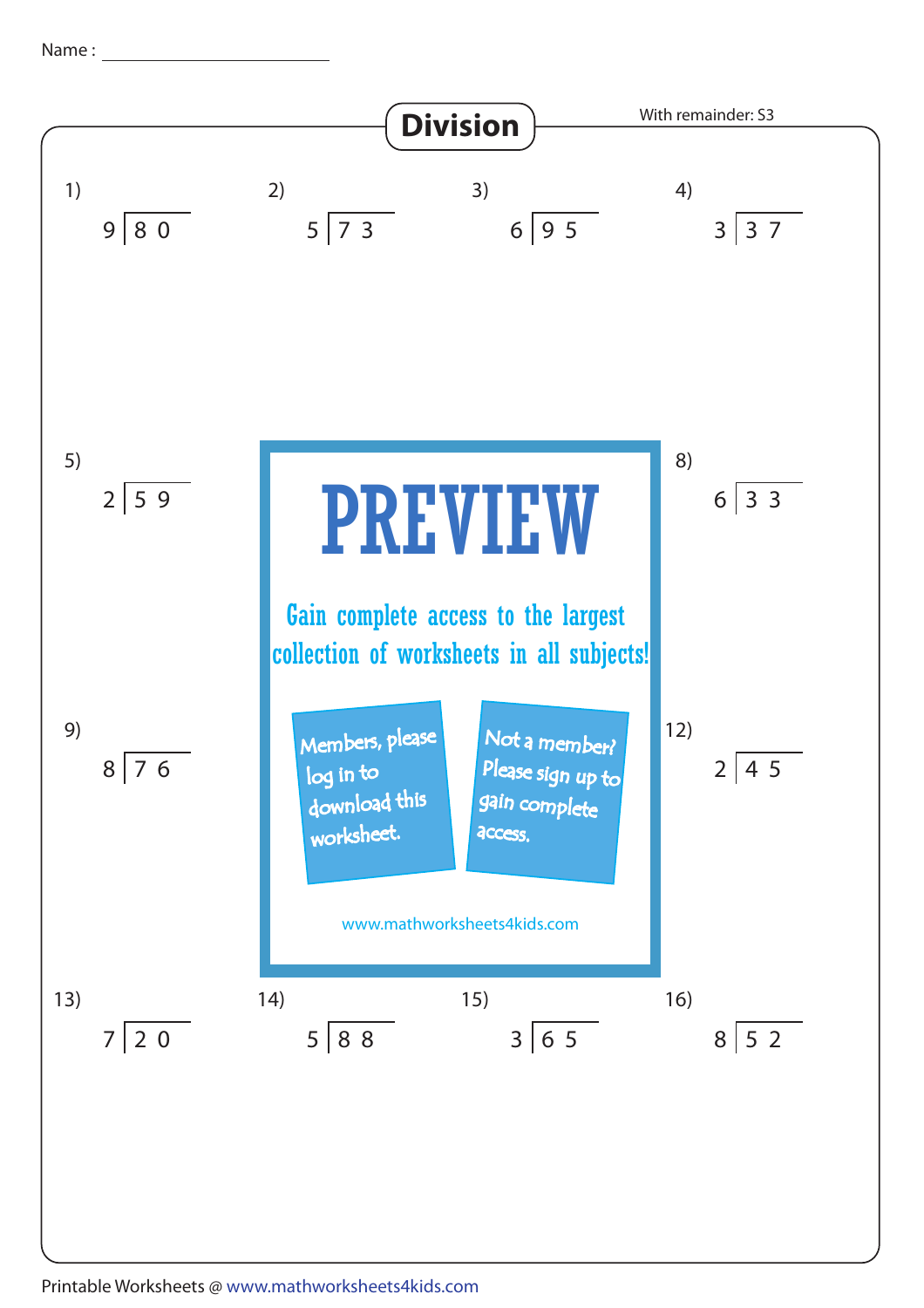Name : ____________________

# Division

With remainder: S3

1) $9\overline{)80}$

2) $5\overline{)73}$

3) $6\overline{)95}$

4) $3\overline{)37}$

5) $2\overline{)59}$

8) $6\overline{)33}$

**PREVIEW**

Gain complete access to the largest collection of worksheets in all subjects!

Members, please log in to download this worksheet.

Not a member? Please sign up to gain complete access.

www.mathworksheets4kids.com

9) $8\overline{)76}$

12) $2\overline{)45}$

13) $7\overline{)20}$

14) $5\overline{)88}$

15) $3\overline{)65}$

16) $8\overline{)52}$

Printable Worksheets @ www.mathworksheets4kids.com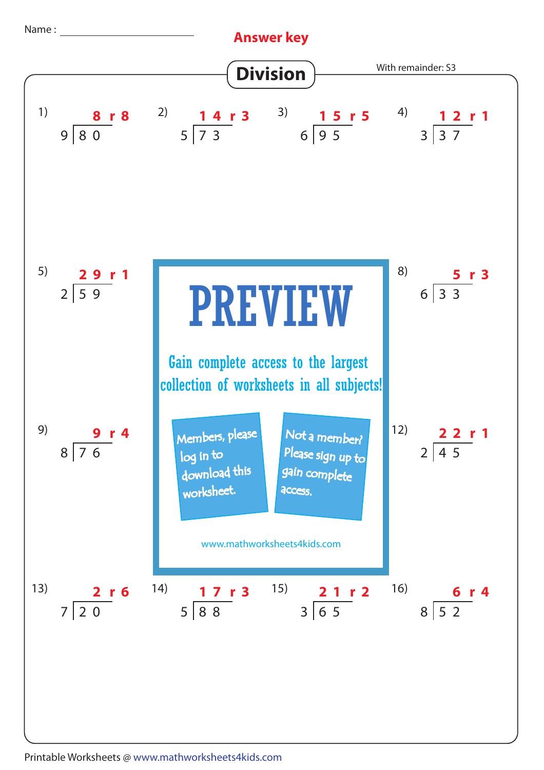Name : ____________________

**Answer key**

# Division

With remainder: S3

1) $9\overline{)80}$ — **8 r 8**

2) $5\overline{)73}$ — **14 r 3**

3) $6\overline{)95}$ — **15 r 5**

4) $3\overline{)37}$ — **12 r 1**

5) $2\overline{)59}$ — **29 r 1**

8) $6\overline{)33}$ — **5 r 3**

9) $8\overline{)76}$ — **9 r 4**

12) $2\overline{)45}$ — **22 r 1**

13) $7\overline{)20}$ — **2 r 6**

14) $5\overline{)88}$ — **17 r 3**

15) $3\overline{)65}$ — **21 r 2**

16) $8\overline{)52}$ — **6 r 4**

PREVIEW

Gain complete access to the largest collection of worksheets in all subjects!

Members, please log in to download this worksheet.

Not a member? Please sign up to gain complete access.

www.mathworksheets4kids.com

Printable Worksheets @ www.mathworksheets4kids.com